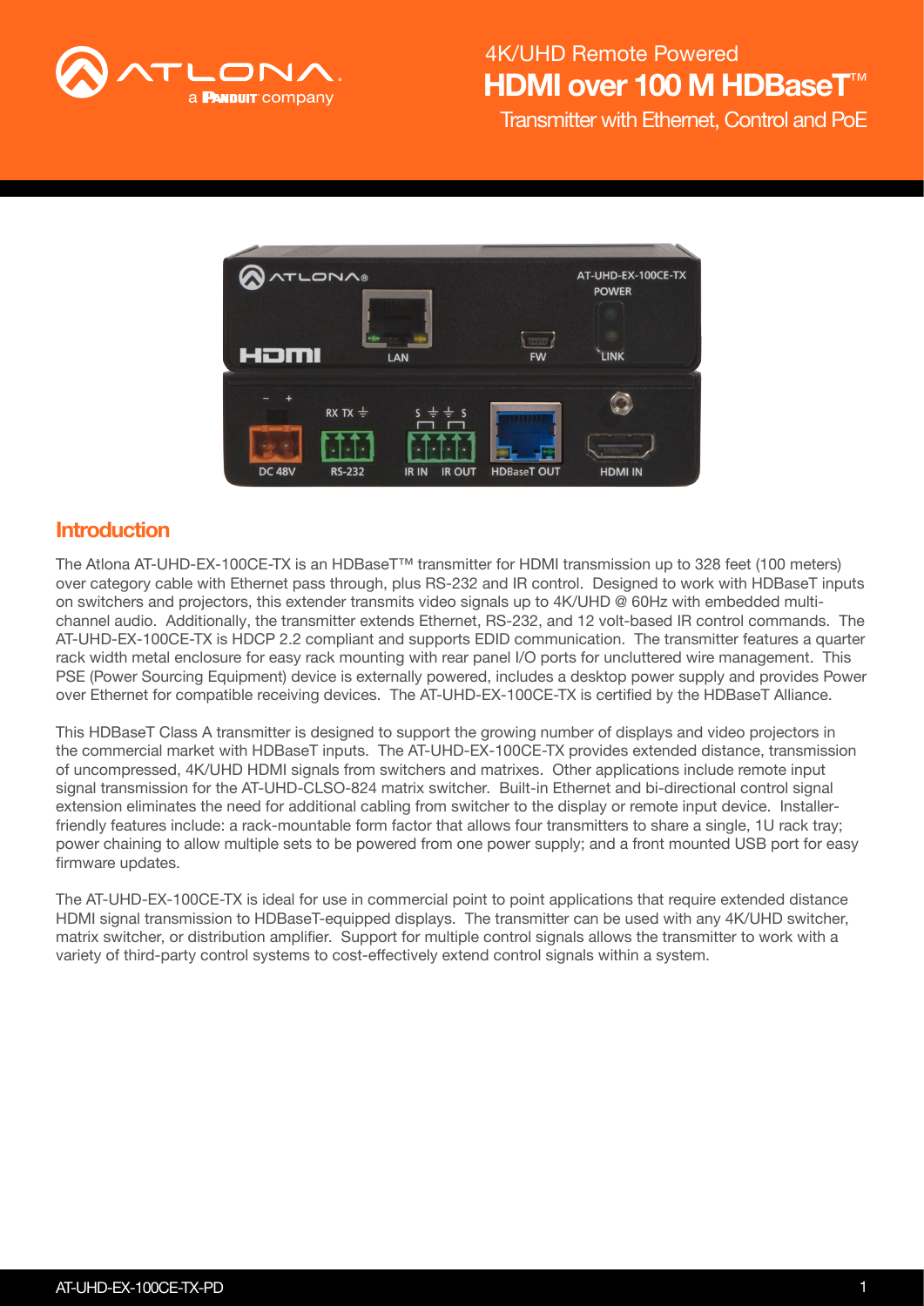# 4K/UHD Remote Powered HDMI over 100 M HDBaseT™ Transmitter with Ethernet, Control and PoE

## Introduction

The Atlona AT-UHD-EX-100CE-TX is an HDBaseT™ transmitter for HDMI transmission up to 328 feet (100 meters) over category cable with Ethernet pass through, plus RS-232 and IR control. Designed to work with HDBaseT inputs on switchers and projectors, this extender transmits video signals up to 4K/UHD @ 60Hz with embedded multi-channel audio. Additionally, the transmitter extends Ethernet, RS-232, and 12 volt-based IR control commands. The AT-UHD-EX-100CE-TX is HDCP 2.2 compliant and supports EDID communication. The transmitter features a quarter rack width metal enclosure for easy rack mounting with rear panel I/O ports for uncluttered wire management. This PSE (Power Sourcing Equipment) device is externally powered, includes a desktop power supply and provides Power over Ethernet for compatible receiving devices. The AT-UHD-EX-100CE-TX is certified by the HDBaseT Alliance.

This HDBaseT Class A transmitter is designed to support the growing number of displays and video projectors in the commercial market with HDBaseT inputs. The AT-UHD-EX-100CE-TX provides extended distance, transmission of uncompressed, 4K/UHD HDMI signals from switchers and matrixes. Other applications include remote input signal transmission for the AT-UHD-CLSO-824 matrix switcher. Built-in Ethernet and bi-directional control signal extension eliminates the need for additional cabling from switcher to the display or remote input device. Installer-friendly features include: a rack-mountable form factor that allows four transmitters to share a single, 1U rack tray; power chaining to allow multiple sets to be powered from one power supply; and a front mounted USB port for easy firmware updates.

The AT-UHD-EX-100CE-TX is ideal for use in commercial point to point applications that require extended distance HDMI signal transmission to HDBaseT-equipped displays. The transmitter can be used with any 4K/UHD switcher, matrix switcher, or distribution amplifier. Support for multiple control signals allows the transmitter to work with a variety of third-party control systems to cost-effectively extend control signals within a system.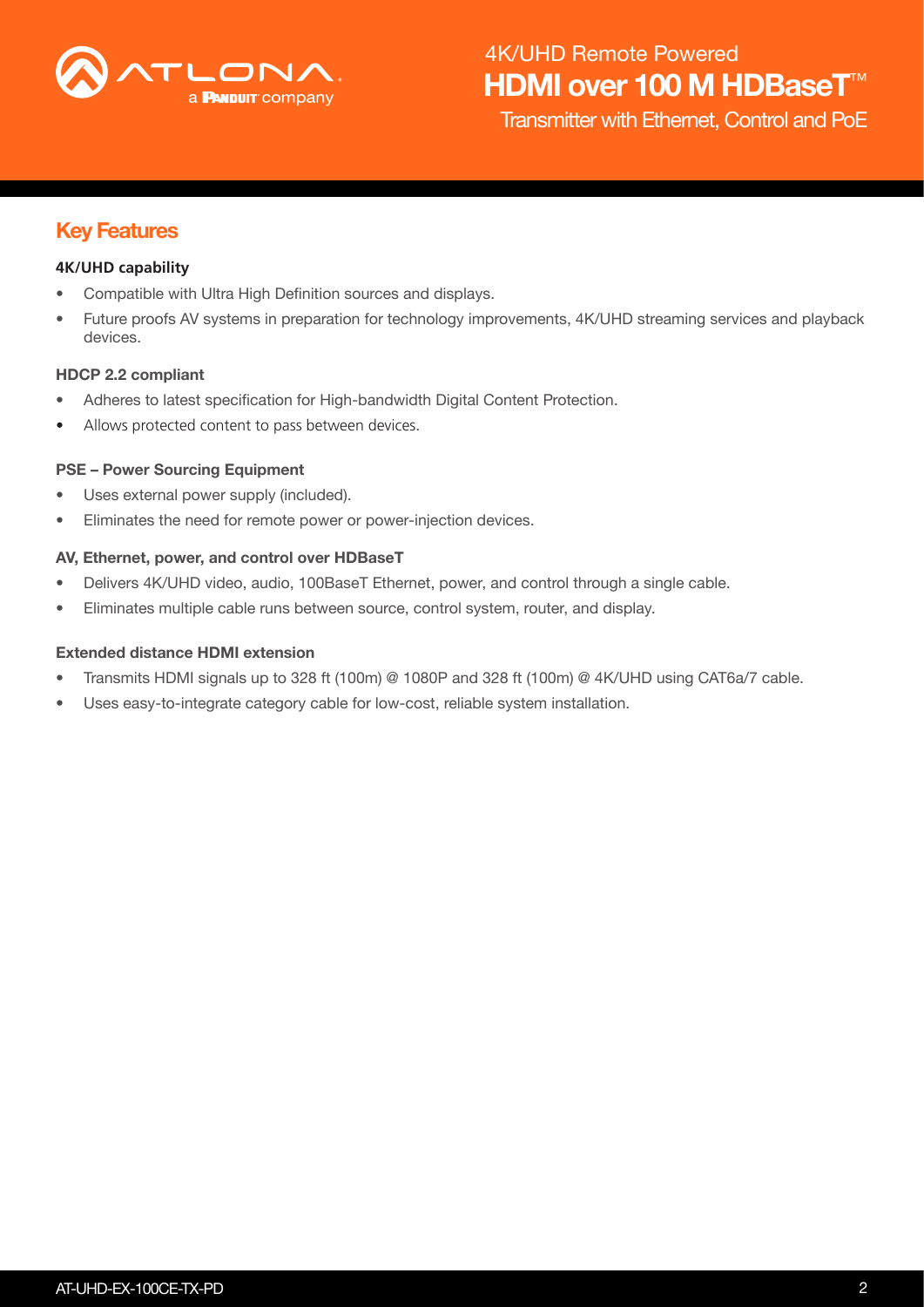## Key Features

**4K/UHD capability**

- Compatible with Ultra High Definition sources and displays.
- Future proofs AV systems in preparation for technology improvements, 4K/UHD streaming services and playback devices.

**HDCP 2.2 compliant**

- Adheres to latest specification for High-bandwidth Digital Content Protection.
- Allows protected content to pass between devices.

**PSE – Power Sourcing Equipment**

- Uses external power supply (included).
- Eliminates the need for remote power or power-injection devices.

**AV, Ethernet, power, and control over HDBaseT**

- Delivers 4K/UHD video, audio, 100BaseT Ethernet, power, and control through a single cable.
- Eliminates multiple cable runs between source, control system, router, and display.

**Extended distance HDMI extension**

- Transmits HDMI signals up to 328 ft (100m) @ 1080P and 328 ft (100m) @ 4K/UHD using CAT6a/7 cable.
- Uses easy-to-integrate category cable for low-cost, reliable system installation.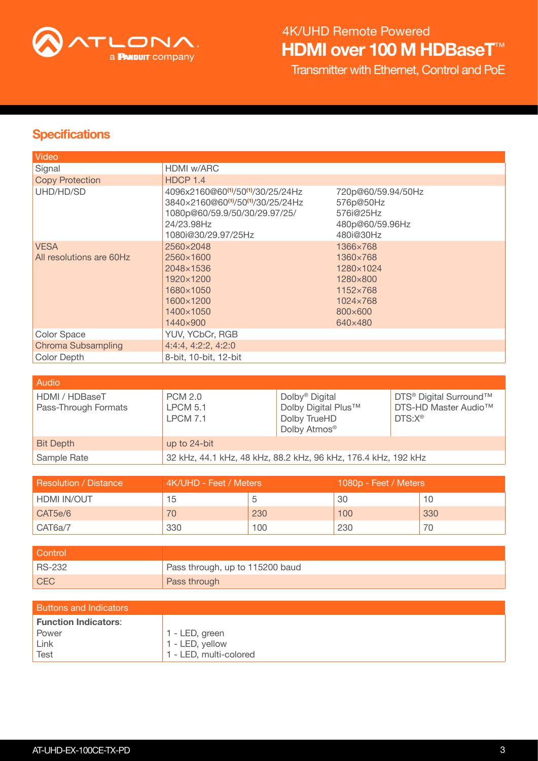## Specifications

| Video | | |
|---|---|---|
| Signal | HDMI w/ARC | |
| Copy Protection | HDCP 1.4 | |
| UHD/HD/SD | 4096x2160@60[1]/50[1]/30/25/24Hz<br>3840x2160@60[1]/50[1]/30/25/24Hz<br>1080p@60/59.9/50/30/29.97/25/<br>24/23.98Hz<br>1080i@30/29.97/25Hz | 720p@60/59.94/50Hz<br>576p@50Hz<br>576i@25Hz<br>480p@60/59.96Hz<br>480i@30Hz |
| VESA<br>All resolutions are 60Hz | 2560×2048<br>2560×1600<br>2048×1536<br>1920×1200<br>1680×1050<br>1600×1200<br>1400×1050<br>1440×900 | 1366×768<br>1360×768<br>1280×1024<br>1280×800<br>1152×768<br>1024×768<br>800×600<br>640×480 |
| Color Space | YUV, YCbCr, RGB | |
| Chroma Subsampling | 4:4:4, 4:2:2, 4:2:0 | |
| Color Depth | 8-bit, 10-bit, 12-bit | |

| Audio | | | |
|---|---|---|---|
| HDMI / HDBaseT<br>Pass-Through Formats | PCM 2.0<br>LPCM 5.1<br>LPCM 7.1 | Dolby® Digital<br>Dolby Digital Plus™<br>Dolby TrueHD<br>Dolby Atmos® | DTS® Digital Surround™<br>DTS-HD Master Audio™<br>DTS:X® |
| Bit Depth | up to 24-bit | | |
| Sample Rate | 32 kHz, 44.1 kHz, 48 kHz, 88.2 kHz, 96 kHz, 176.4 kHz, 192 kHz | | |

| Resolution / Distance | 4K/UHD - Feet / Meters | | 1080p - Feet / Meters | |
|---|---|---|---|---|
| HDMI IN/OUT | 15 | 5 | 30 | 10 |
| CAT5e/6 | 70 | 230 | 100 | 330 |
| CAT6a/7 | 330 | 100 | 230 | 70 |

| Control | |
|---|---|
| RS-232 | Pass through, up to 115200 baud |
| CEC | Pass through |

| Buttons and Indicators | |
|---|---|
| **Function Indicators**:<br>Power<br>Link<br>Test | <br>1 - LED, green<br>1 - LED, yellow<br>1 - LED, multi-colored |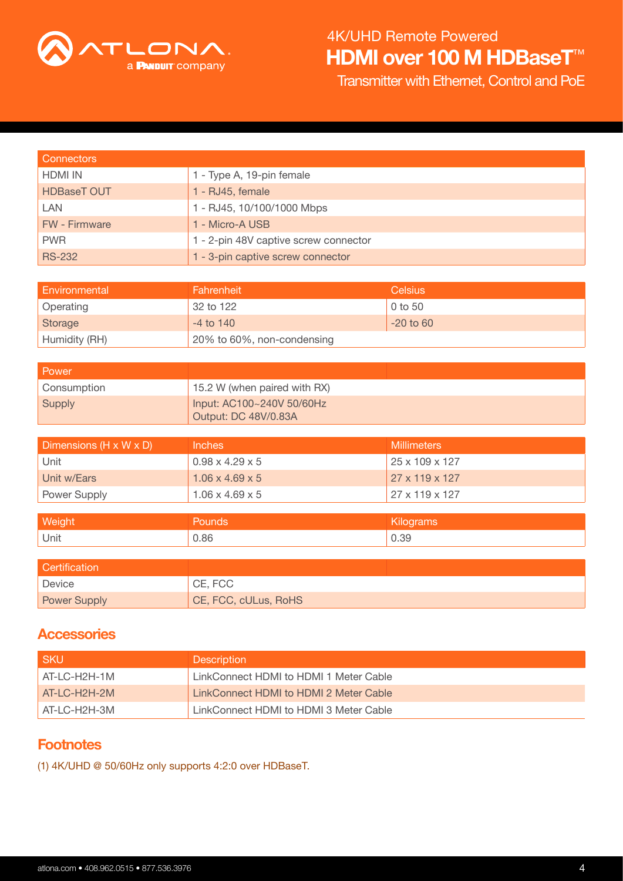| Connectors | |
|---|---|
| HDMI IN | 1 - Type A, 19-pin female |
| HDBaseT OUT | 1 - RJ45, female |
| LAN | 1 - RJ45, 10/100/1000 Mbps |
| FW - Firmware | 1 - Micro-A USB |
| PWR | 1 - 2-pin 48V captive screw connector |
| RS-232 | 1 - 3-pin captive screw connector |

| Environmental | Fahrenheit | Celsius |
|---|---|---|
| Operating | 32 to 122 | 0 to 50 |
| Storage | -4 to 140 | -20 to 60 |
| Humidity (RH) | 20% to 60%, non-condensing | |

| Power | | |
|---|---|---|
| Consumption | 15.2 W (when paired with RX) | |
| Supply | Input: AC100~240V 50/60Hz<br>Output: DC 48V/0.83A | |

| Dimensions (H x W x D) | Inches | Millimeters |
|---|---|---|
| Unit | 0.98 x 4.29 x 5 | 25 x 109 x 127 |
| Unit w/Ears | 1.06 x 4.69 x 5 | 27 x 119 x 127 |
| Power Supply | 1.06 x 4.69 x 5 | 27 x 119 x 127 |

| Weight | Pounds | Kilograms |
|---|---|---|
| Unit | 0.86 | 0.39 |

| Certification | | |
|---|---|---|
| Device | CE, FCC | |
| Power Supply | CE, FCC, cULus, RoHS | |

## Accessories

| SKU | Description |
|---|---|
| AT-LC-H2H-1M | LinkConnect HDMI to HDMI 1 Meter Cable |
| AT-LC-H2H-2M | LinkConnect HDMI to HDMI 2 Meter Cable |
| AT-LC-H2H-3M | LinkConnect HDMI to HDMI 3 Meter Cable |

## Footnotes

(1) 4K/UHD @ 50/60Hz only supports 4:2:0 over HDBaseT.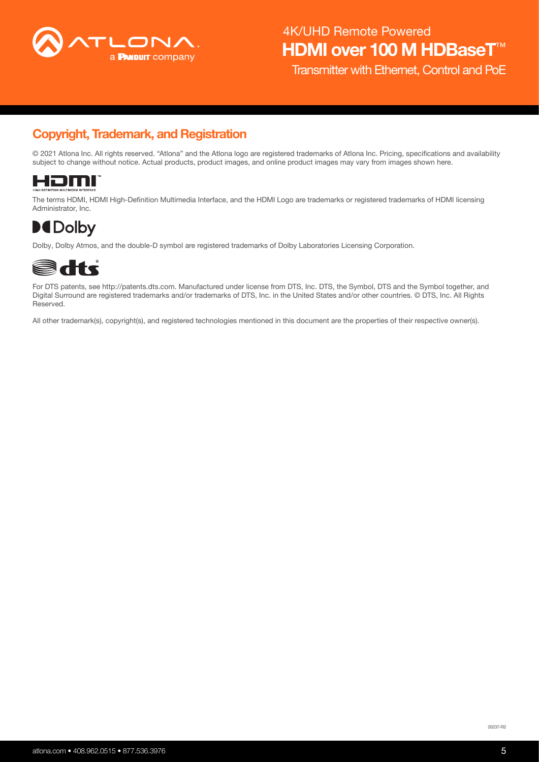## Copyright, Trademark, and Registration

© 2021 Atlona Inc. All rights reserved. "Atlona" and the Atlona logo are registered trademarks of Atlona Inc. Pricing, specifications and availability subject to change without notice. Actual products, product images, and online product images may vary from images shown here.

The terms HDMI, HDMI High-Definition Multimedia Interface, and the HDMI Logo are trademarks or registered trademarks of HDMI licensing Administrator, Inc.

Dolby, Dolby Atmos, and the double-D symbol are registered trademarks of Dolby Laboratories Licensing Corporation.

For DTS patents, see http://patents.dts.com. Manufactured under license from DTS, Inc. DTS, the Symbol, DTS and the Symbol together, and Digital Surround are registered trademarks and/or trademarks of DTS, Inc. in the United States and/or other countries. © DTS, Inc. All Rights Reserved.

All other trademark(s), copyright(s), and registered technologies mentioned in this document are the properties of their respective owner(s).

20237-R2